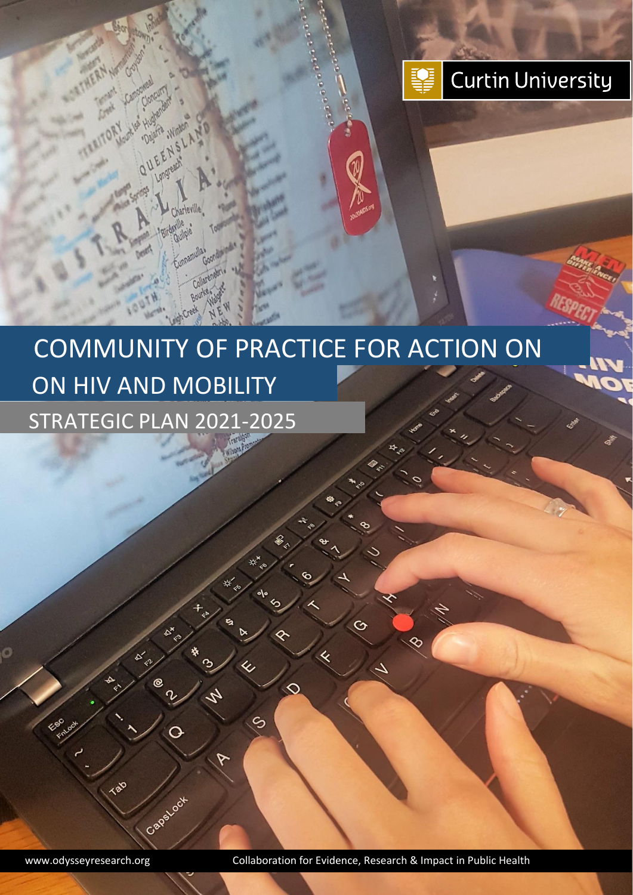Curtin University

# COMMUNITY OF PRACTICE FOR ACTION ON ON HIV AND MOBILITY

## STRATEGIC PLAN 2021-2025

www.odysseyresearch.org

Collaboration for Evidence, Research & Impact in Public Health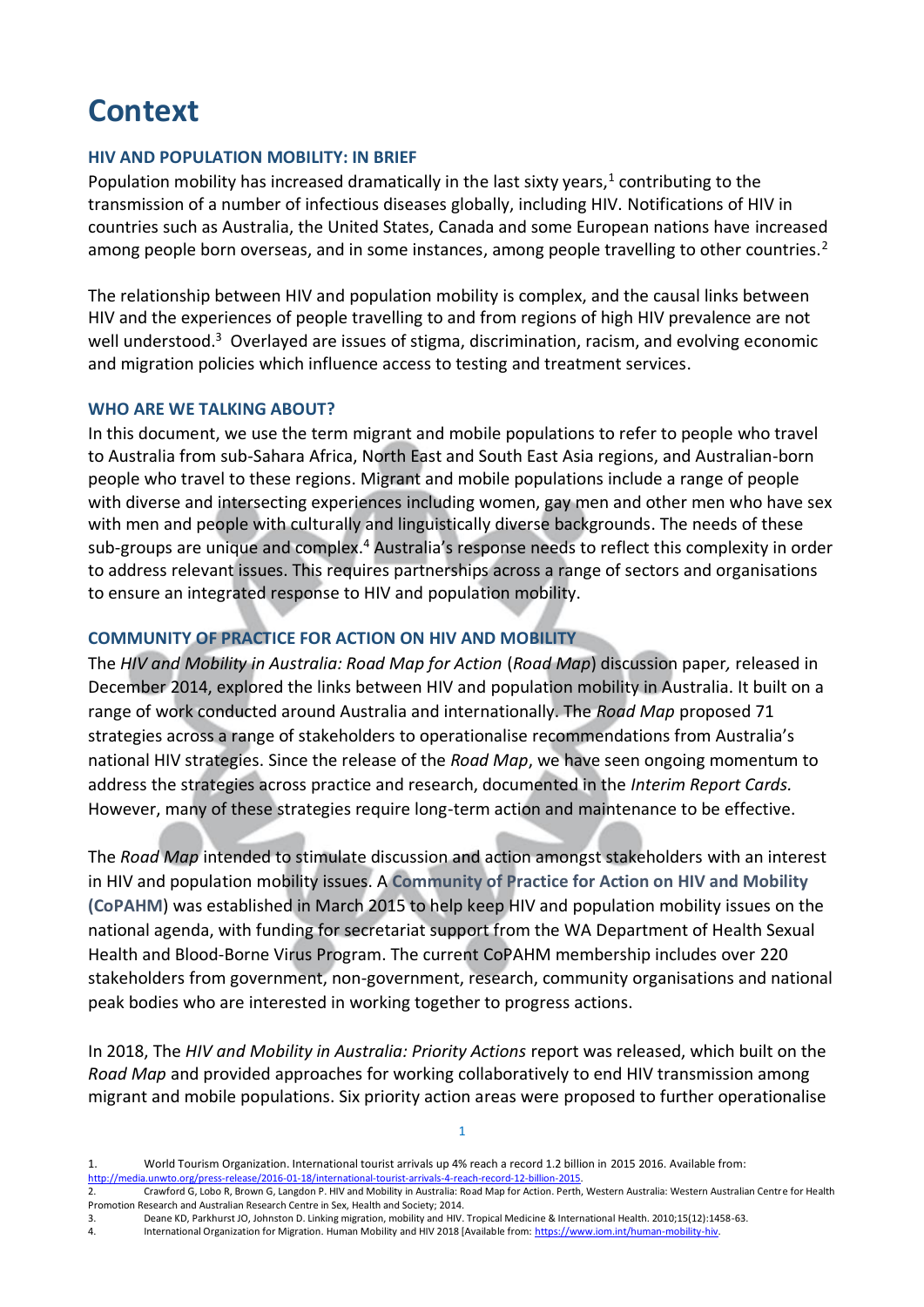# Context

### HIV AND POPULATION MOBILITY: IN BRIEF

Population mobility has increased dramatically in the last sixty years,[1] contributing to the transmission of a number of infectious diseases globally, including HIV. Notifications of HIV in countries such as Australia, the United States, Canada and some European nations have increased among people born overseas, and in some instances, among people travelling to other countries.[2]

The relationship between HIV and population mobility is complex, and the causal links between HIV and the experiences of people travelling to and from regions of high HIV prevalence are not well understood.[3] Overlayed are issues of stigma, discrimination, racism, and evolving economic and migration policies which influence access to testing and treatment services.

### WHO ARE WE TALKING ABOUT?

In this document, we use the term migrant and mobile populations to refer to people who travel to Australia from sub-Sahara Africa, North East and South East Asia regions, and Australian-born people who travel to these regions. Migrant and mobile populations include a range of people with diverse and intersecting experiences including women, gay men and other men who have sex with men and people with culturally and linguistically diverse backgrounds. The needs of these sub-groups are unique and complex.[4] Australia's response needs to reflect this complexity in order to address relevant issues. This requires partnerships across a range of sectors and organisations to ensure an integrated response to HIV and population mobility.

### COMMUNITY OF PRACTICE FOR ACTION ON HIV AND MOBILITY

The *HIV and Mobility in Australia: Road Map for Action* (*Road Map*) discussion paper*,* released in December 2014, explored the links between HIV and population mobility in Australia. It built on a range of work conducted around Australia and internationally. The *Road Map* proposed 71 strategies across a range of stakeholders to operationalise recommendations from Australia's national HIV strategies. Since the release of the *Road Map*, we have seen ongoing momentum to address the strategies across practice and research, documented in the *Interim Report Cards.* However, many of these strategies require long-term action and maintenance to be effective.

The *Road Map* intended to stimulate discussion and action amongst stakeholders with an interest in HIV and population mobility issues. A **Community of Practice for Action on HIV and Mobility (CoPAHM)** was established in March 2015 to help keep HIV and population mobility issues on the national agenda, with funding for secretariat support from the WA Department of Health Sexual Health and Blood-Borne Virus Program. The current CoPAHM membership includes over 220 stakeholders from government, non-government, research, community organisations and national peak bodies who are interested in working together to progress actions.

In 2018, The *HIV and Mobility in Australia: Priority Actions* report was released, which built on the *Road Map* and provided approaches for working collaboratively to end HIV transmission among migrant and mobile populations. Six priority action areas were proposed to further operationalise

1. World Tourism Organization. International tourist arrivals up 4% reach a record 1.2 billion in 2015 2016. Available from: http://media.unwto.org/press-release/2016-01-18/international-tourist-arrivals-4-reach-record-12-billion-2015.
2. Crawford G, Lobo R, Brown G, Langdon P. HIV and Mobility in Australia: Road Map for Action. Perth, Western Australia: Western Australian Centre for Health Promotion Research and Australian Research Centre in Sex, Health and Society; 2014.
3. Deane KD, Parkhurst JO, Johnston D. Linking migration, mobility and HIV. Tropical Medicine & International Health. 2010;15(12):1458-63.
4. International Organization for Migration. Human Mobility and HIV 2018 [Available from: https://www.iom.int/human-mobility-hiv.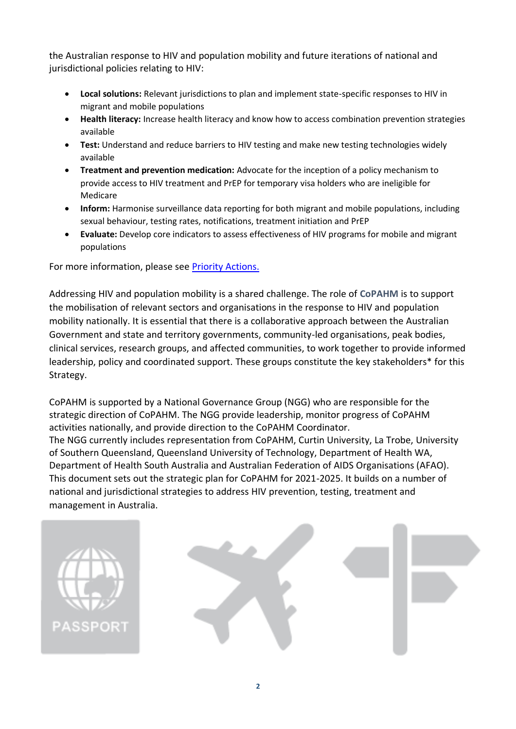the Australian response to HIV and population mobility and future iterations of national and jurisdictional policies relating to HIV:

- **Local solutions:** Relevant jurisdictions to plan and implement state-specific responses to HIV in migrant and mobile populations
- **Health literacy:** Increase health literacy and know how to access combination prevention strategies available
- **Test:** Understand and reduce barriers to HIV testing and make new testing technologies widely available
- **Treatment and prevention medication:** Advocate for the inception of a policy mechanism to provide access to HIV treatment and PrEP for temporary visa holders who are ineligible for Medicare
- **Inform:** Harmonise surveillance data reporting for both migrant and mobile populations, including sexual behaviour, testing rates, notifications, treatment initiation and PrEP
- **Evaluate:** Develop core indicators to assess effectiveness of HIV programs for mobile and migrant populations

For more information, please see [Priority Actions.]()

Addressing HIV and population mobility is a shared challenge. The role of **CoPAHM** is to support the mobilisation of relevant sectors and organisations in the response to HIV and population mobility nationally. It is essential that there is a collaborative approach between the Australian Government and state and territory governments, community-led organisations, peak bodies, clinical services, research groups, and affected communities, to work together to provide informed leadership, policy and coordinated support. These groups constitute the key stakeholders* for this Strategy.

CoPAHM is supported by a National Governance Group (NGG) who are responsible for the strategic direction of CoPAHM. The NGG provide leadership, monitor progress of CoPAHM activities nationally, and provide direction to the CoPAHM Coordinator.
The NGG currently includes representation from CoPAHM, Curtin University, La Trobe, University of Southern Queensland, Queensland University of Technology, Department of Health WA, Department of Health South Australia and Australian Federation of AIDS Organisations (AFAO). This document sets out the strategic plan for CoPAHM for 2021-2025. It builds on a number of national and jurisdictional strategies to address HIV prevention, testing, treatment and management in Australia.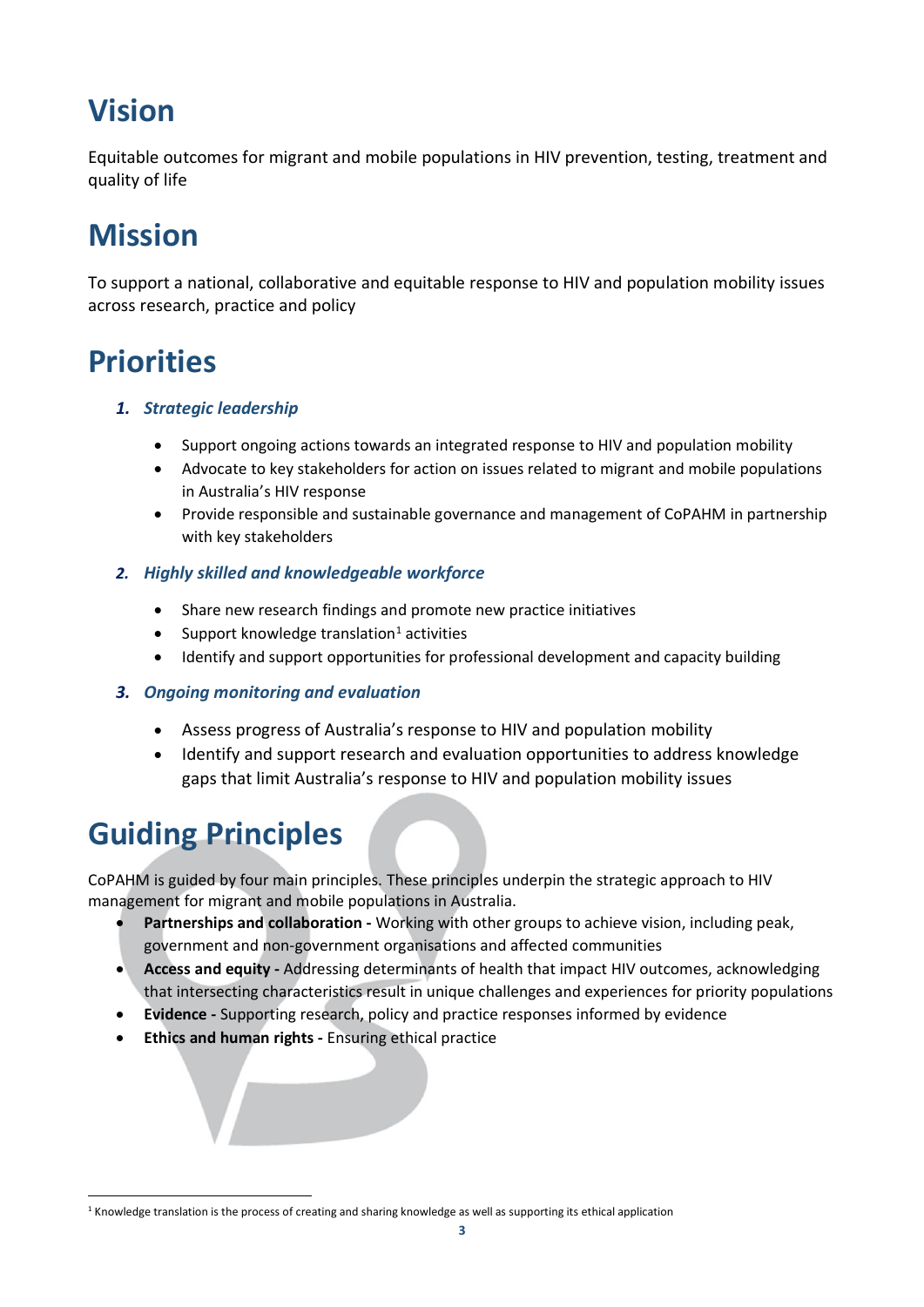# Vision

Equitable outcomes for migrant and mobile populations in HIV prevention, testing, treatment and quality of life

# Mission

To support a national, collaborative and equitable response to HIV and population mobility issues across research, practice and policy

# Priorities

1. ***Strategic leadership***
   - Support ongoing actions towards an integrated response to HIV and population mobility
   - Advocate to key stakeholders for action on issues related to migrant and mobile populations in Australia's HIV response
   - Provide responsible and sustainable governance and management of CoPAHM in partnership with key stakeholders

2. ***Highly skilled and knowledgeable workforce***
   - Share new research findings and promote new practice initiatives
   - Support knowledge translation[1] activities
   - Identify and support opportunities for professional development and capacity building

3. ***Ongoing monitoring and evaluation***
   - Assess progress of Australia's response to HIV and population mobility
   - Identify and support research and evaluation opportunities to address knowledge gaps that limit Australia's response to HIV and population mobility issues

# Guiding Principles

CoPAHM is guided by four main principles. These principles underpin the strategic approach to HIV management for migrant and mobile populations in Australia.

- **Partnerships and collaboration -** Working with other groups to achieve vision, including peak, government and non-government organisations and affected communities
- **Access and equity -** Addressing determinants of health that impact HIV outcomes, acknowledging that intersecting characteristics result in unique challenges and experiences for priority populations
- **Evidence -** Supporting research, policy and practice responses informed by evidence
- **Ethics and human rights -** Ensuring ethical practice

[1] Knowledge translation is the process of creating and sharing knowledge as well as supporting its ethical application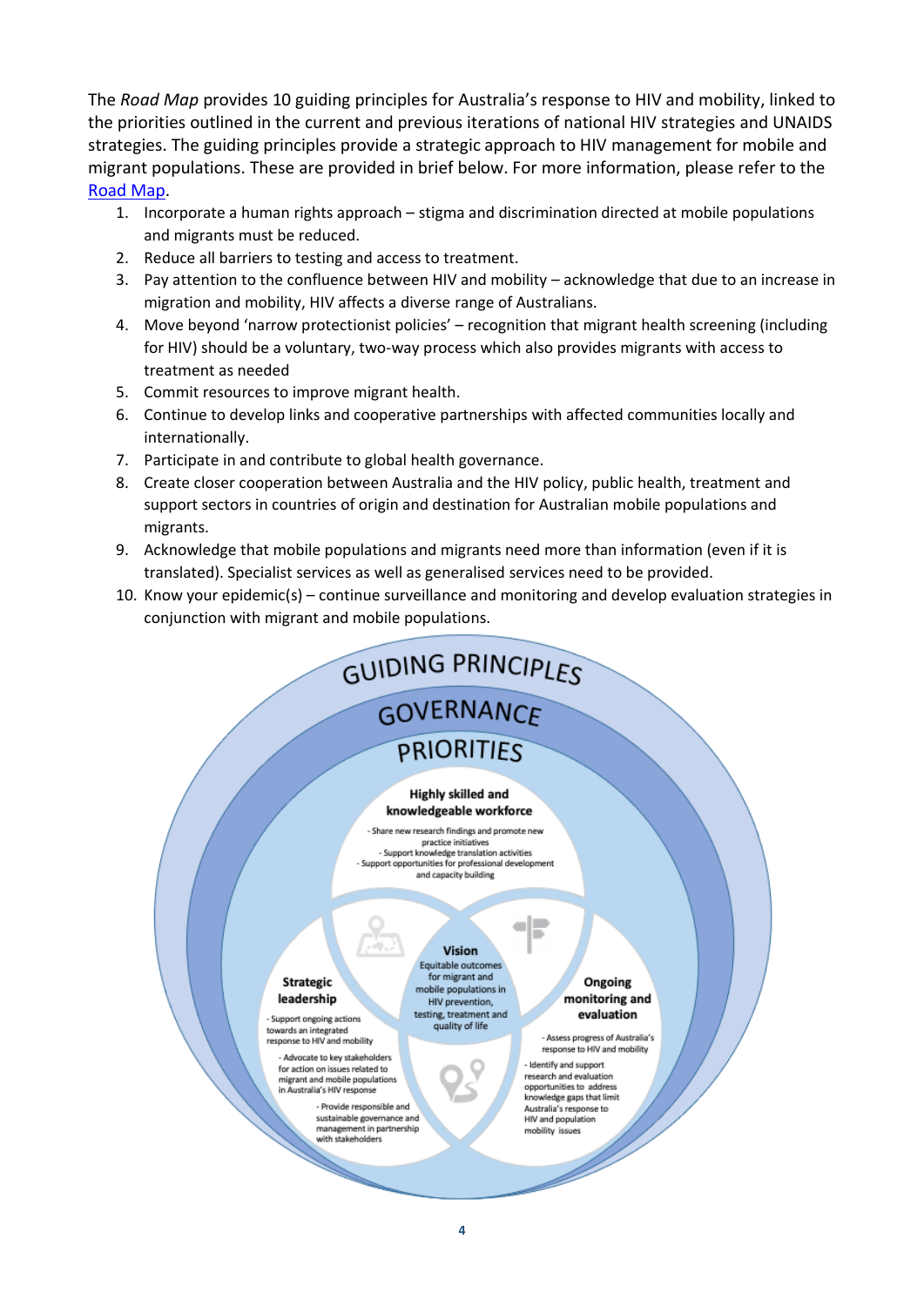The *Road Map* provides 10 guiding principles for Australia's response to HIV and mobility, linked to the priorities outlined in the current and previous iterations of national HIV strategies and UNAIDS strategies. The guiding principles provide a strategic approach to HIV management for mobile and migrant populations. These are provided in brief below. For more information, please refer to the Road Map.

1. Incorporate a human rights approach – stigma and discrimination directed at mobile populations and migrants must be reduced.
2. Reduce all barriers to testing and access to treatment.
3. Pay attention to the confluence between HIV and mobility – acknowledge that due to an increase in migration and mobility, HIV affects a diverse range of Australians.
4. Move beyond 'narrow protectionist policies' – recognition that migrant health screening (including for HIV) should be a voluntary, two-way process which also provides migrants with access to treatment as needed
5. Commit resources to improve migrant health.
6. Continue to develop links and cooperative partnerships with affected communities locally and internationally.
7. Participate in and contribute to global health governance.
8. Create closer cooperation between Australia and the HIV policy, public health, treatment and support sectors in countries of origin and destination for Australian mobile populations and migrants.
9. Acknowledge that mobile populations and migrants need more than information (even if it is translated). Specialist services as well as generalised services need to be provided.
10. Know your epidemic(s) – continue surveillance and monitoring and develop evaluation strategies in conjunction with migrant and mobile populations.

GUIDING PRINCIPLES

GOVERNANCE

PRIORITIES

**Highly skilled and knowledgeable workforce**
- Share new research findings and promote new practice initiatives
- Support knowledge translation activities
- Support opportunities for professional development and capacity building

**Vision**
Equitable outcomes for migrant and mobile populations in HIV prevention, testing, treatment and quality of life

**Strategic leadership**
- Support ongoing actions towards an integrated response to HIV and mobility
- Advocate to key stakeholders for action on issues related to migrant and mobile populations in Australia's HIV response
- Provide responsible and sustainable governance and management in partnership with stakeholders

**Ongoing monitoring and evaluation**
- Assess progress of Australia's response to HIV and mobility
- Identify and support research and evaluation opportunities to address knowledge gaps that limit Australia's response to HIV and population mobility issues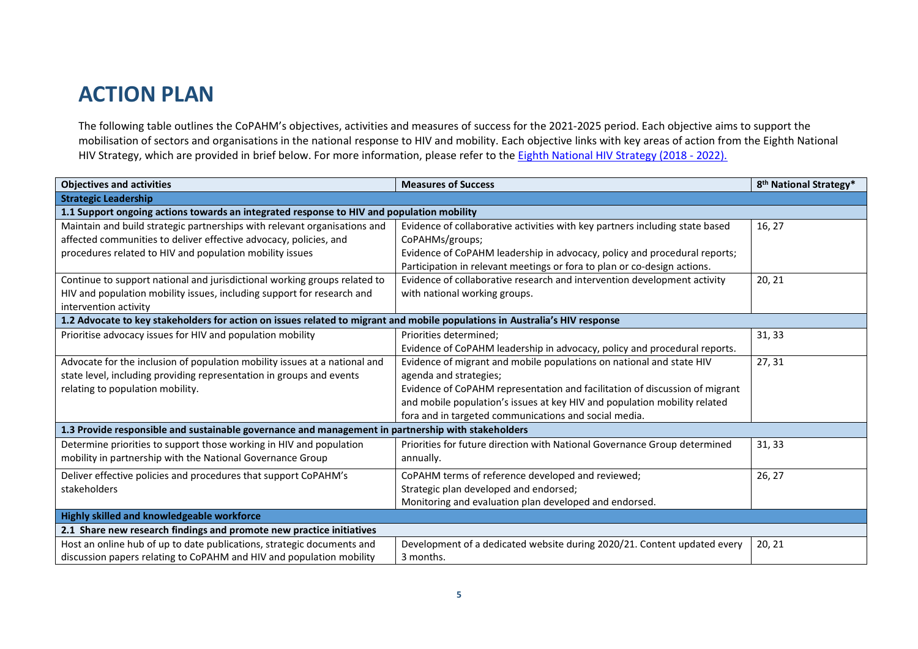# ACTION PLAN

The following table outlines the CoPAHM's objectives, activities and measures of success for the 2021-2025 period. Each objective aims to support the mobilisation of sectors and organisations in the national response to HIV and mobility. Each objective links with key areas of action from the Eighth National HIV Strategy, which are provided in brief below. For more information, please refer to the [Eighth National HIV Strategy (2018 - 2022).]()

| Objectives and activities | Measures of Success | 8th National Strategy* |
|---|---|---|
| **Strategic Leadership** | | |
| **1.1 Support ongoing actions towards an integrated response to HIV and population mobility** | | |
| Maintain and build strategic partnerships with relevant organisations and affected communities to deliver effective advocacy, policies, and procedures related to HIV and population mobility issues | Evidence of collaborative activities with key partners including state based CoPAHMs/groups;<br>Evidence of CoPAHM leadership in advocacy, policy and procedural reports;<br>Participation in relevant meetings or fora to plan or co-design actions. | 16, 27 |
| Continue to support national and jurisdictional working groups related to HIV and population mobility issues, including support for research and intervention activity | Evidence of collaborative research and intervention development activity with national working groups. | 20, 21 |
| **1.2 Advocate to key stakeholders for action on issues related to migrant and mobile populations in Australia's HIV response** | | |
| Prioritise advocacy issues for HIV and population mobility | Priorities determined;<br>Evidence of CoPAHM leadership in advocacy, policy and procedural reports. | 31, 33 |
| Advocate for the inclusion of population mobility issues at a national and state level, including providing representation in groups and events relating to population mobility. | Evidence of migrant and mobile populations on national and state HIV agenda and strategies;<br>Evidence of CoPAHM representation and facilitation of discussion of migrant and mobile population's issues at key HIV and population mobility related fora and in targeted communications and social media. | 27, 31 |
| **1.3 Provide responsible and sustainable governance and management in partnership with stakeholders** | | |
| Determine priorities to support those working in HIV and population mobility in partnership with the National Governance Group | Priorities for future direction with National Governance Group determined annually. | 31, 33 |
| Deliver effective policies and procedures that support CoPAHM's stakeholders | CoPAHM terms of reference developed and reviewed;<br>Strategic plan developed and endorsed;<br>Monitoring and evaluation plan developed and endorsed. | 26, 27 |
| **Highly skilled and knowledgeable workforce** | | |
| **2.1 Share new research findings and promote new practice initiatives** | | |
| Host an online hub of up to date publications, strategic documents and discussion papers relating to CoPAHM and HIV and population mobility | Development of a dedicated website during 2020/21. Content updated every 3 months. | 20, 21 |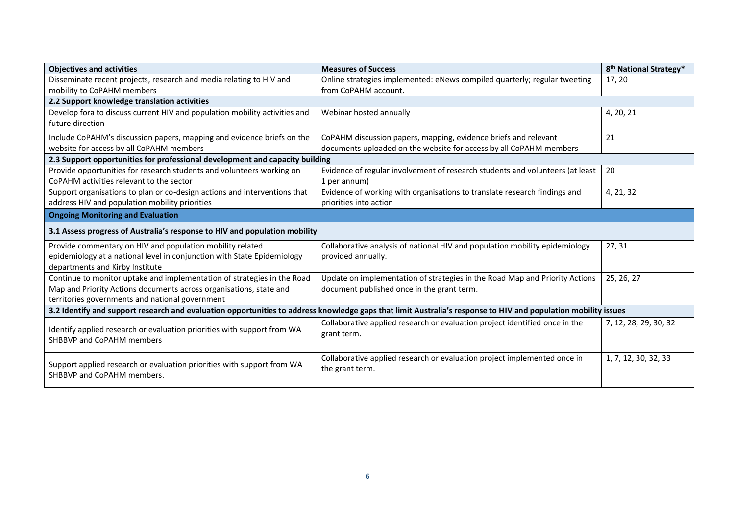| Objectives and activities | Measures of Success | 8th National Strategy* |
|---|---|---|
| Disseminate recent projects, research and media relating to HIV and mobility to CoPAHM members | Online strategies implemented: eNews compiled quarterly; regular tweeting from CoPAHM account. | 17, 20 |
| **2.2 Support knowledge translation activities** | | |
| Develop fora to discuss current HIV and population mobility activities and future direction | Webinar hosted annually | 4, 20, 21 |
| Include CoPAHM's discussion papers, mapping and evidence briefs on the website for access by all CoPAHM members | CoPAHM discussion papers, mapping, evidence briefs and relevant documents uploaded on the website for access by all CoPAHM members | 21 |
| **2.3 Support opportunities for professional development and capacity building** | | |
| Provide opportunities for research students and volunteers working on CoPAHM activities relevant to the sector | Evidence of regular involvement of research students and volunteers (at least 1 per annum) | 20 |
| Support organisations to plan or co-design actions and interventions that address HIV and population mobility priorities | Evidence of working with organisations to translate research findings and priorities into action | 4, 21, 32 |
| **Ongoing Monitoring and Evaluation** | | |
| **3.1 Assess progress of Australia's response to HIV and population mobility** | | |
| Provide commentary on HIV and population mobility related epidemiology at a national level in conjunction with State Epidemiology departments and Kirby Institute | Collaborative analysis of national HIV and population mobility epidemiology provided annually. | 27, 31 |
| Continue to monitor uptake and implementation of strategies in the Road Map and Priority Actions documents across organisations, state and territories governments and national government | Update on implementation of strategies in the Road Map and Priority Actions document published once in the grant term. | 25, 26, 27 |
| **3.2 Identify and support research and evaluation opportunities to address knowledge gaps that limit Australia's response to HIV and population mobility issues** | | |
| Identify applied research or evaluation priorities with support from WA SHBBVP and CoPAHM members | Collaborative applied research or evaluation project identified once in the grant term. | 7, 12, 28, 29, 30, 32 |
| Support applied research or evaluation priorities with support from WA SHBBVP and CoPAHM members. | Collaborative applied research or evaluation project implemented once in the grant term. | 1, 7, 12, 30, 32, 33 |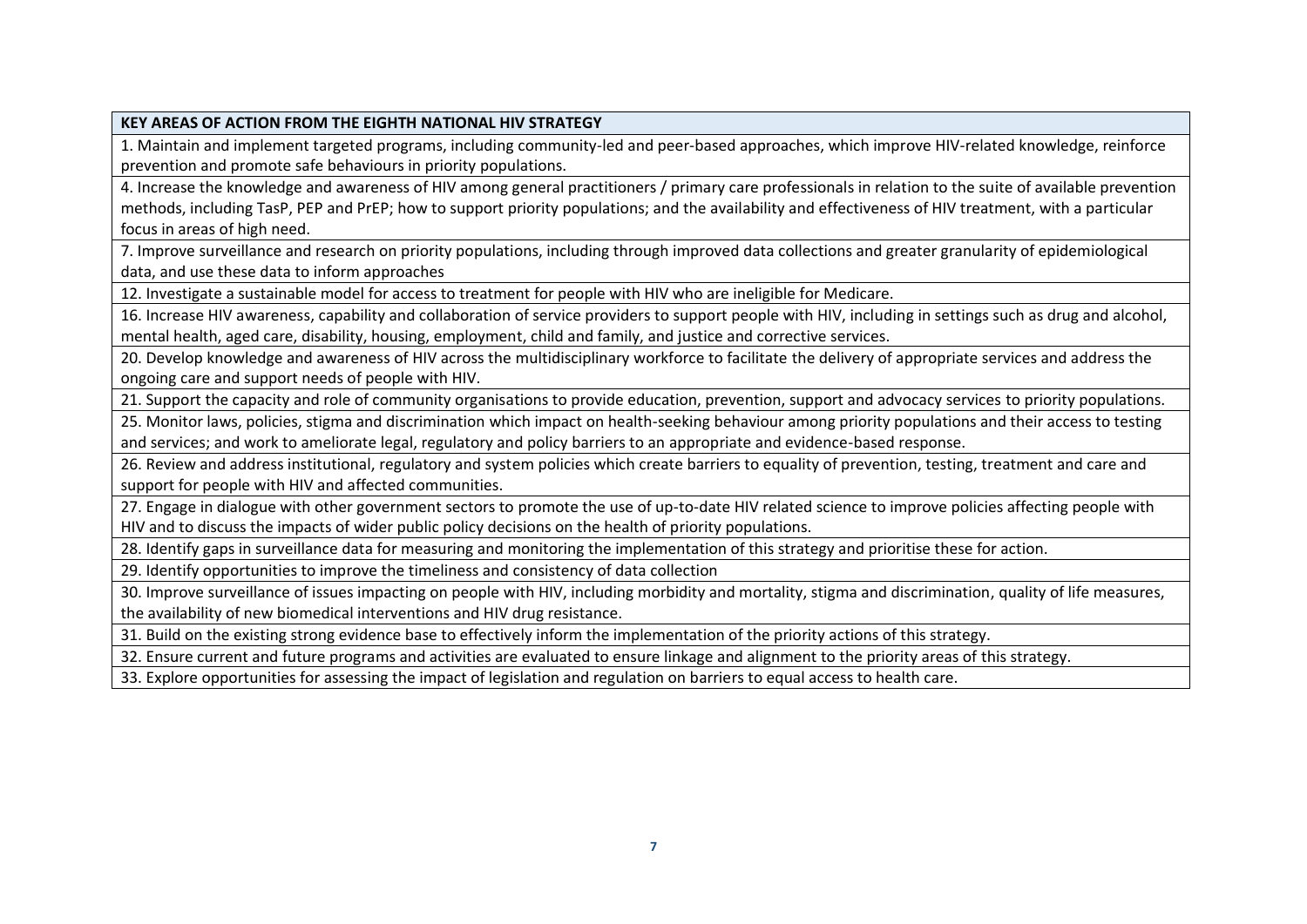| KEY AREAS OF ACTION FROM THE EIGHTH NATIONAL HIV STRATEGY |
|---|
| 1. Maintain and implement targeted programs, including community-led and peer-based approaches, which improve HIV-related knowledge, reinforce prevention and promote safe behaviours in priority populations. |
| 4. Increase the knowledge and awareness of HIV among general practitioners / primary care professionals in relation to the suite of available prevention methods, including TasP, PEP and PrEP; how to support priority populations; and the availability and effectiveness of HIV treatment, with a particular focus in areas of high need. |
| 7. Improve surveillance and research on priority populations, including through improved data collections and greater granularity of epidemiological data, and use these data to inform approaches |
| 12. Investigate a sustainable model for access to treatment for people with HIV who are ineligible for Medicare. |
| 16. Increase HIV awareness, capability and collaboration of service providers to support people with HIV, including in settings such as drug and alcohol, mental health, aged care, disability, housing, employment, child and family, and justice and corrective services. |
| 20. Develop knowledge and awareness of HIV across the multidisciplinary workforce to facilitate the delivery of appropriate services and address the ongoing care and support needs of people with HIV. |
| 21. Support the capacity and role of community organisations to provide education, prevention, support and advocacy services to priority populations. |
| 25. Monitor laws, policies, stigma and discrimination which impact on health-seeking behaviour among priority populations and their access to testing and services; and work to ameliorate legal, regulatory and policy barriers to an appropriate and evidence-based response. |
| 26. Review and address institutional, regulatory and system policies which create barriers to equality of prevention, testing, treatment and care and support for people with HIV and affected communities. |
| 27. Engage in dialogue with other government sectors to promote the use of up-to-date HIV related science to improve policies affecting people with HIV and to discuss the impacts of wider public policy decisions on the health of priority populations. |
| 28. Identify gaps in surveillance data for measuring and monitoring the implementation of this strategy and prioritise these for action. |
| 29. Identify opportunities to improve the timeliness and consistency of data collection |
| 30. Improve surveillance of issues impacting on people with HIV, including morbidity and mortality, stigma and discrimination, quality of life measures, the availability of new biomedical interventions and HIV drug resistance. |
| 31. Build on the existing strong evidence base to effectively inform the implementation of the priority actions of this strategy. |
| 32. Ensure current and future programs and activities are evaluated to ensure linkage and alignment to the priority areas of this strategy. |
| 33. Explore opportunities for assessing the impact of legislation and regulation on barriers to equal access to health care. |